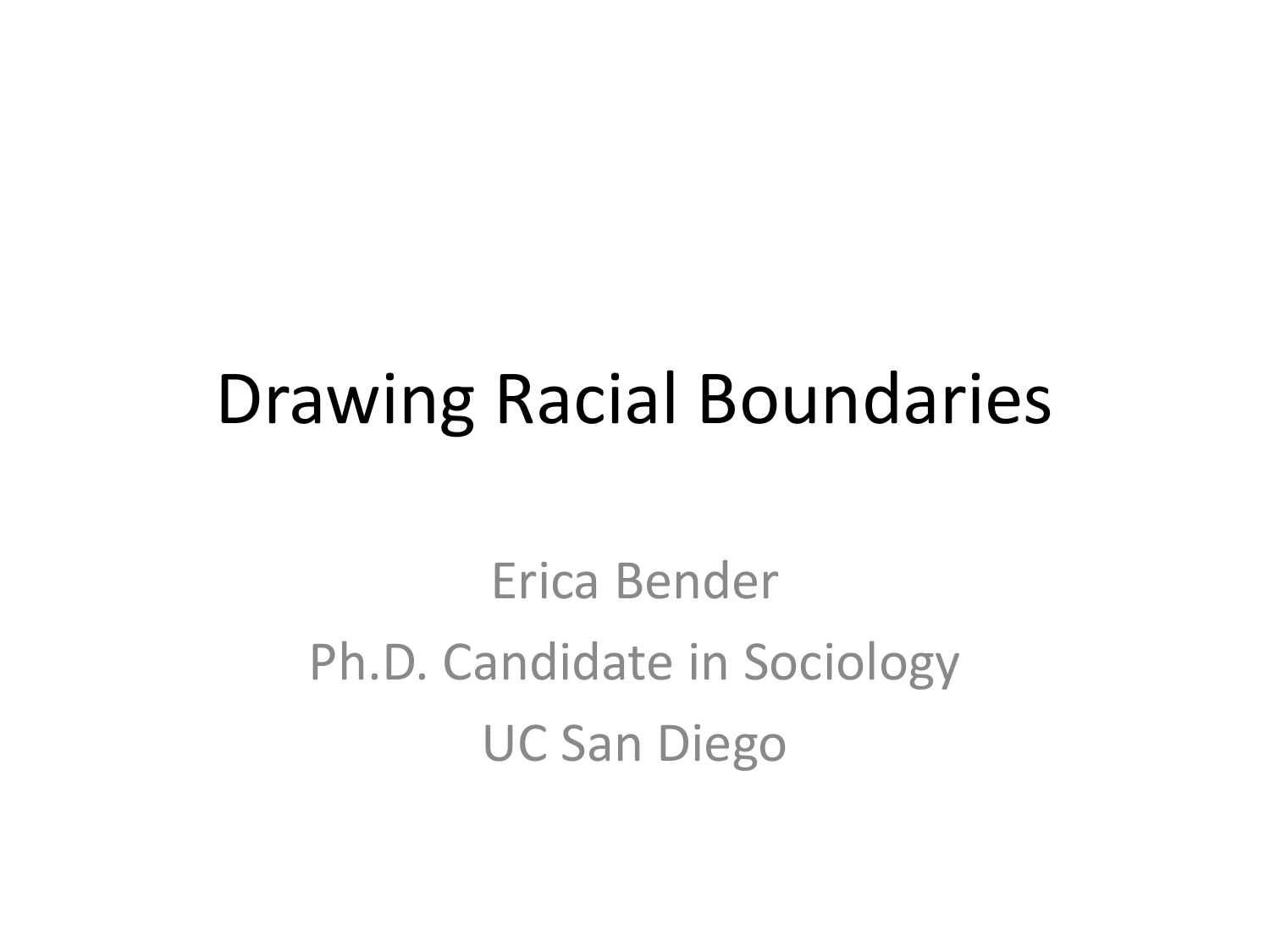# Drawing Racial Boundaries

Erica Bender

Ph.D. Candidate in Sociology

UC San Diego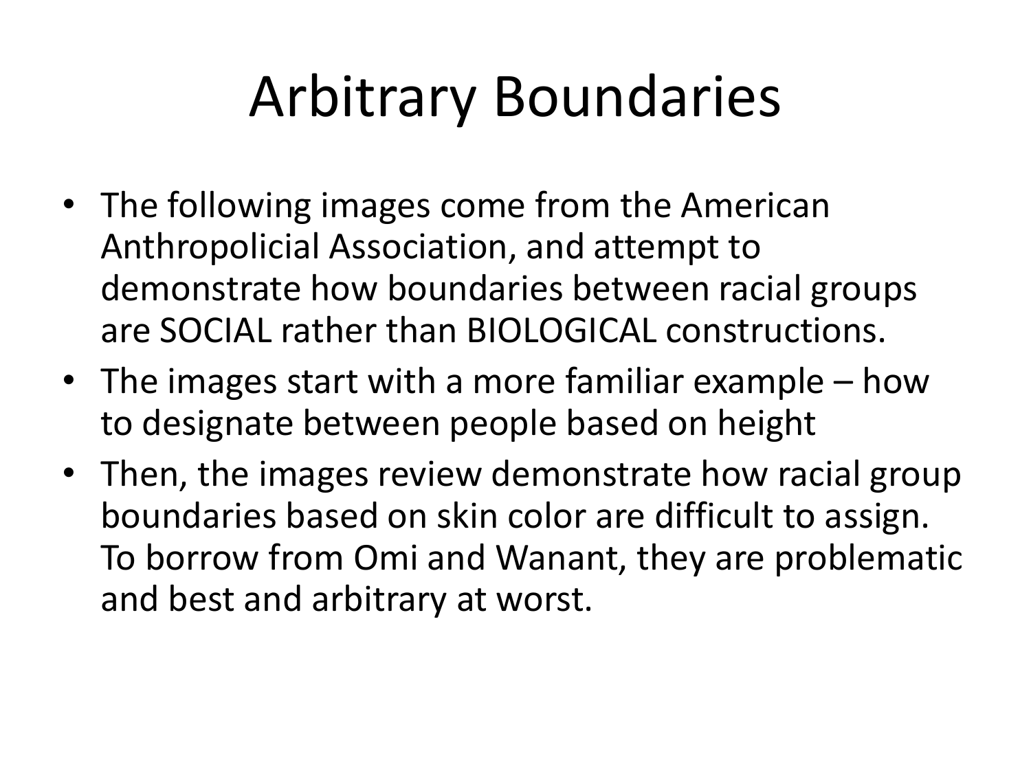# Arbitrary Boundaries

- The following images come from the American Anthropolicial Association, and attempt to demonstrate how boundaries between racial groups are SOCIAL rather than BIOLOGICAL constructions.
- The images start with a more familiar example – how to designate between people based on height
- Then, the images review demonstrate how racial group boundaries based on skin color are difficult to assign. To borrow from Omi and Wanant, they are problematic and best and arbitrary at worst.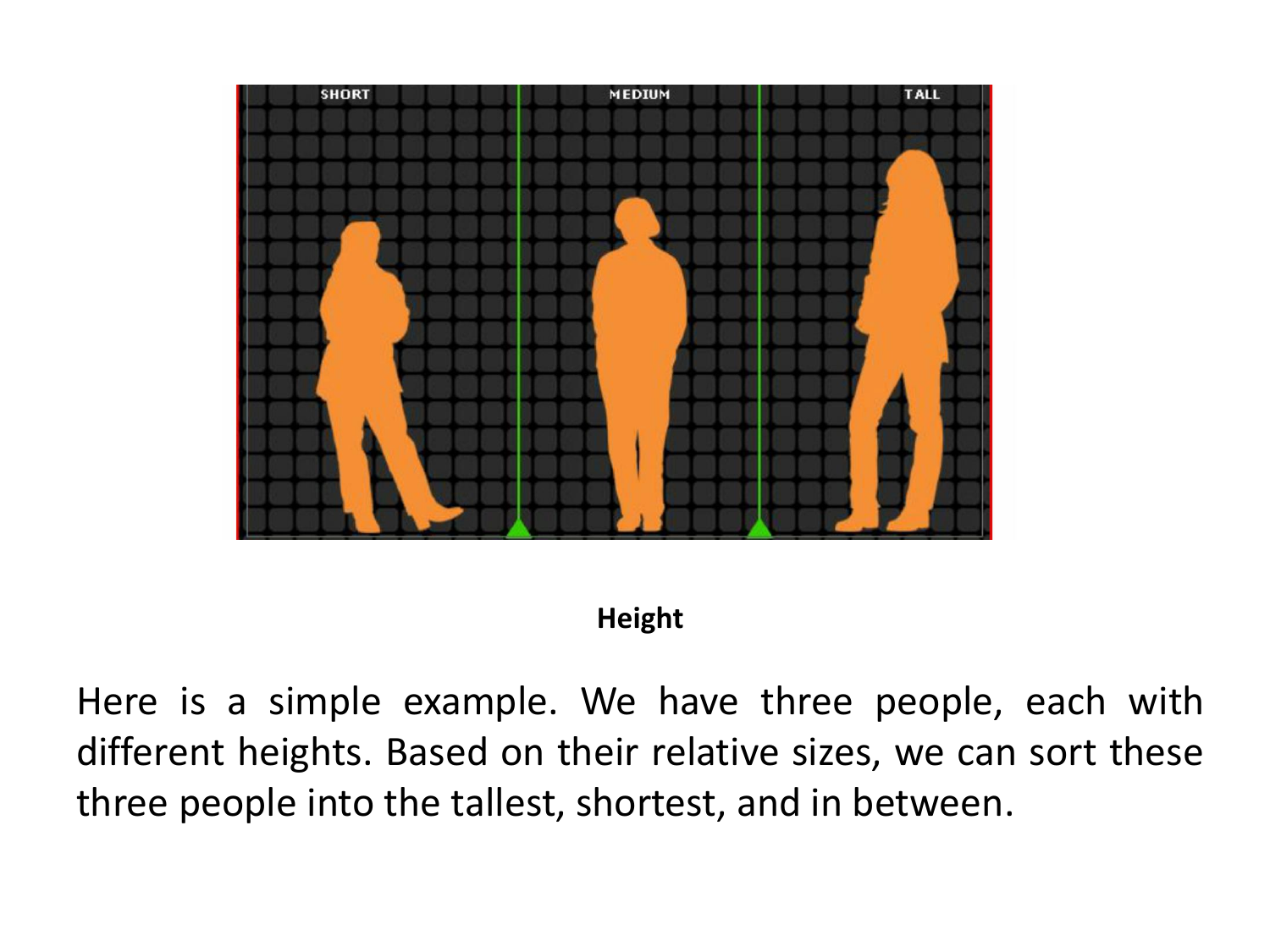**Height**

Here is a simple example. We have three people, each with different heights. Based on their relative sizes, we can sort these three people into the tallest, shortest, and in between.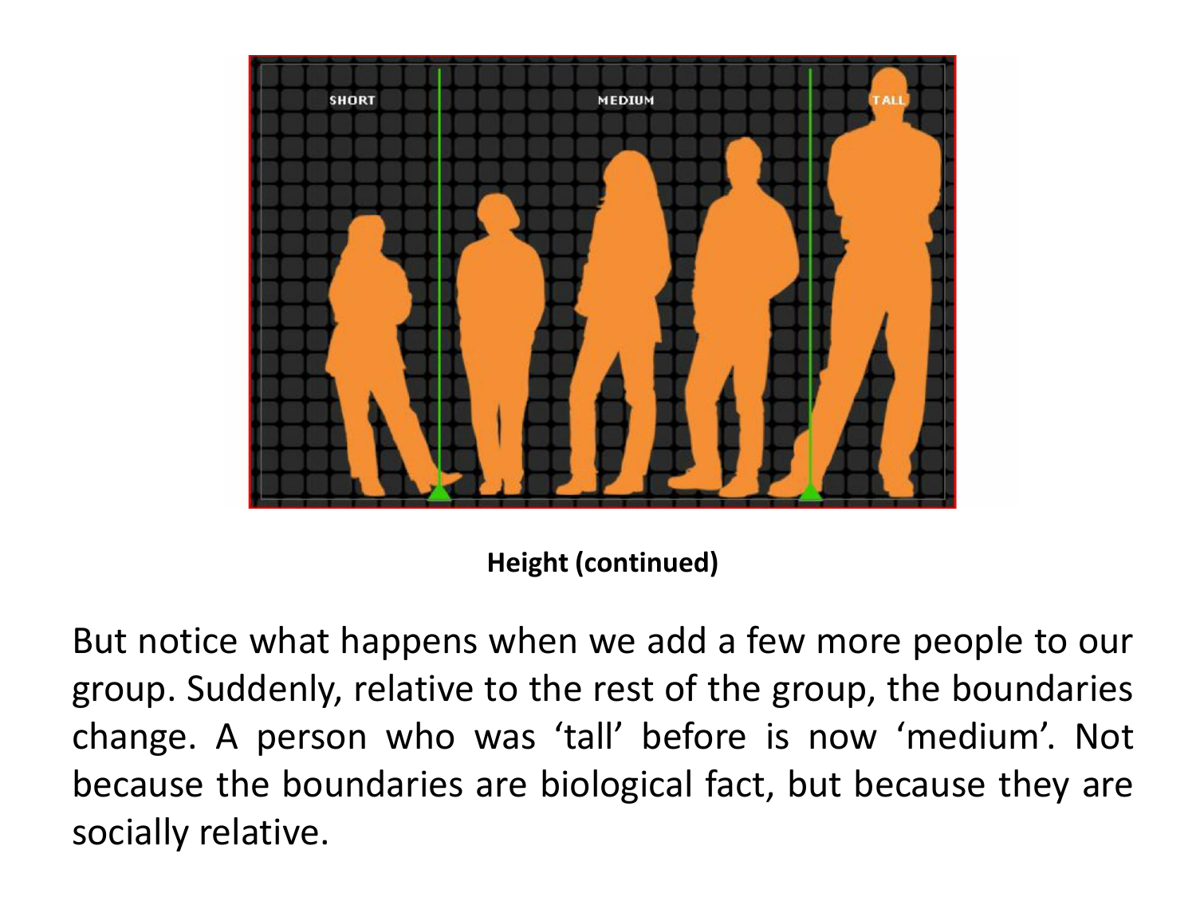**Height (continued)**

But notice what happens when we add a few more people to our group. Suddenly, relative to the rest of the group, the boundaries change. A person who was ‘tall’ before is now ‘medium’. Not because the boundaries are biological fact, but because they are socially relative.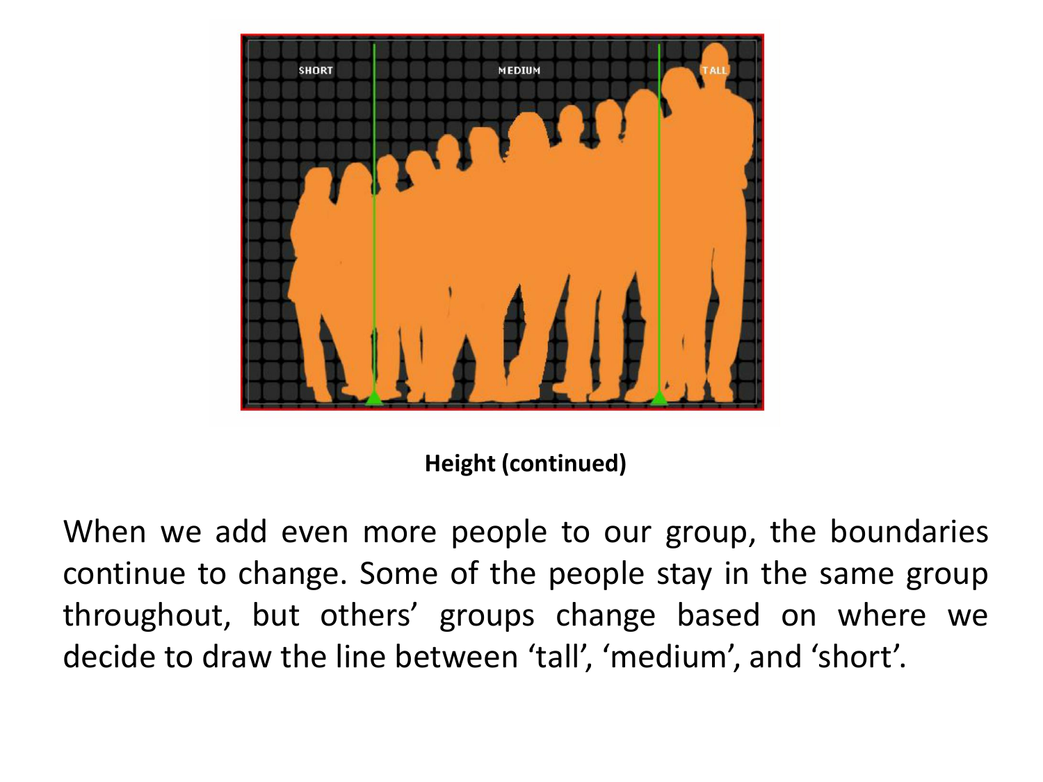**Height (continued)**

When we add even more people to our group, the boundaries continue to change. Some of the people stay in the same group throughout, but others' groups change based on where we decide to draw the line between 'tall', 'medium', and 'short'.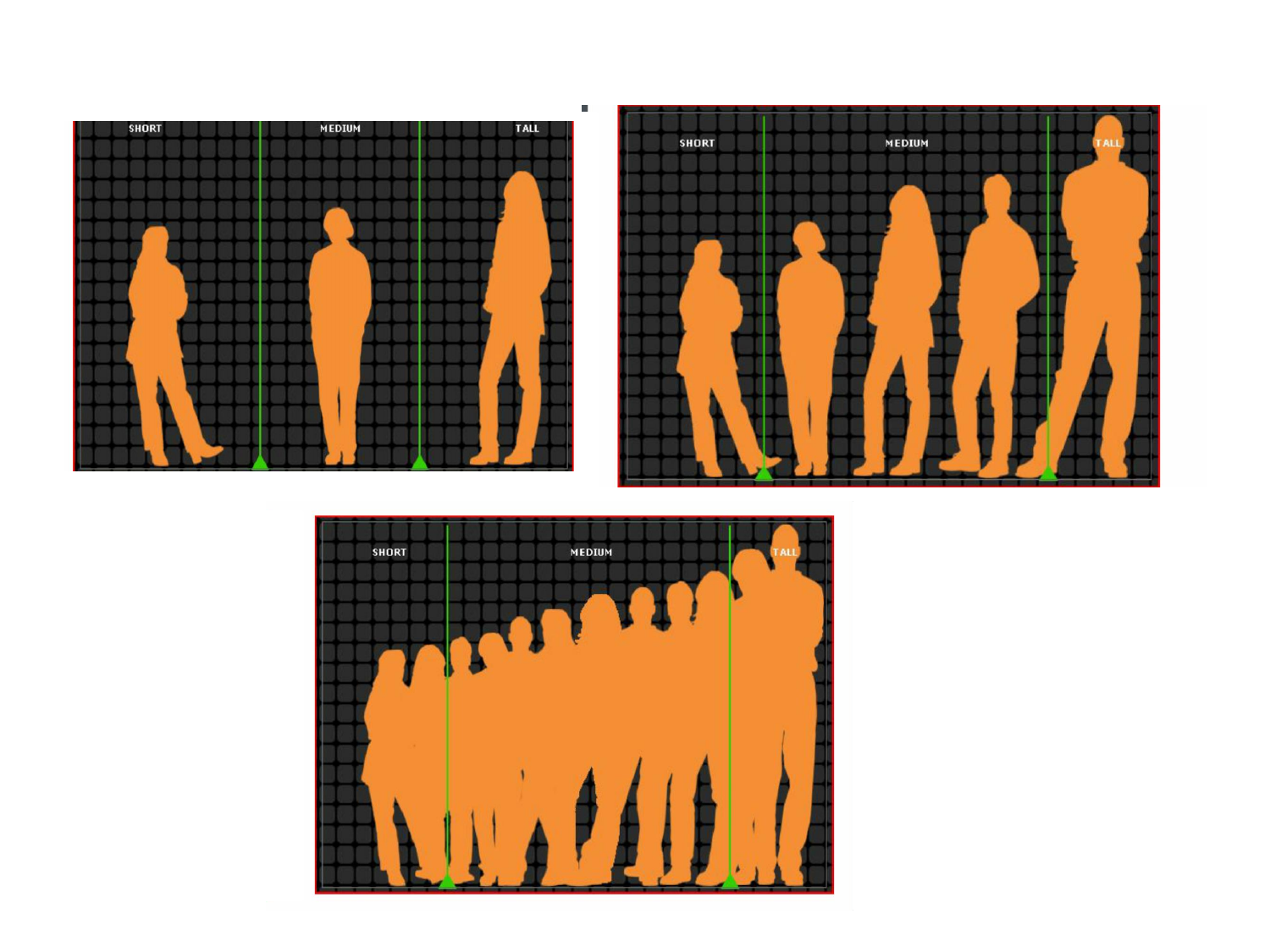SHORT MEDIUM TALL

SHORT MEDIUM TALL

SHORT MEDIUM TALL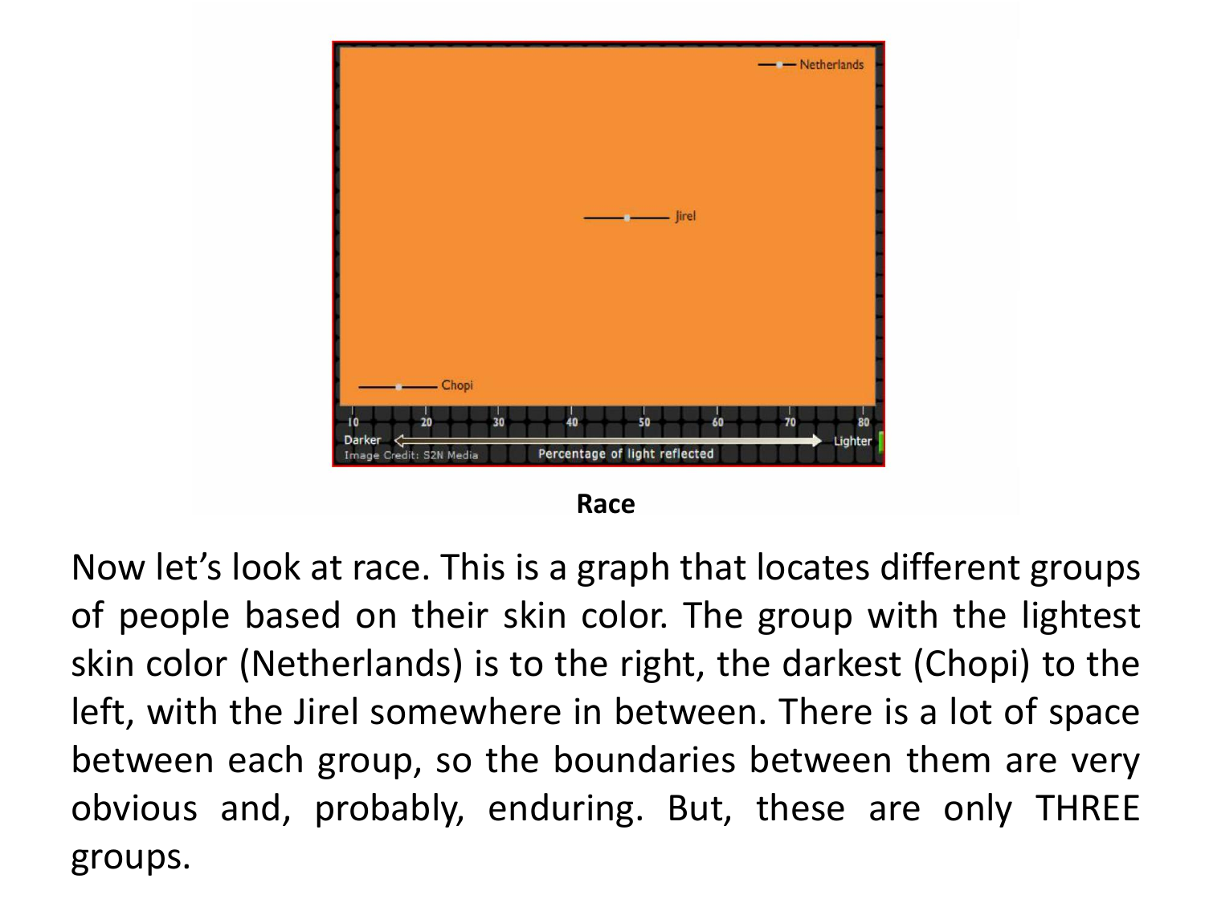**Race**

Now let's look at race. This is a graph that locates different groups of people based on their skin color. The group with the lightest skin color (Netherlands) is to the right, the darkest (Chopi) to the left, with the Jirel somewhere in between. There is a lot of space between each group, so the boundaries between them are very obvious and, probably, enduring. But, these are only THREE groups.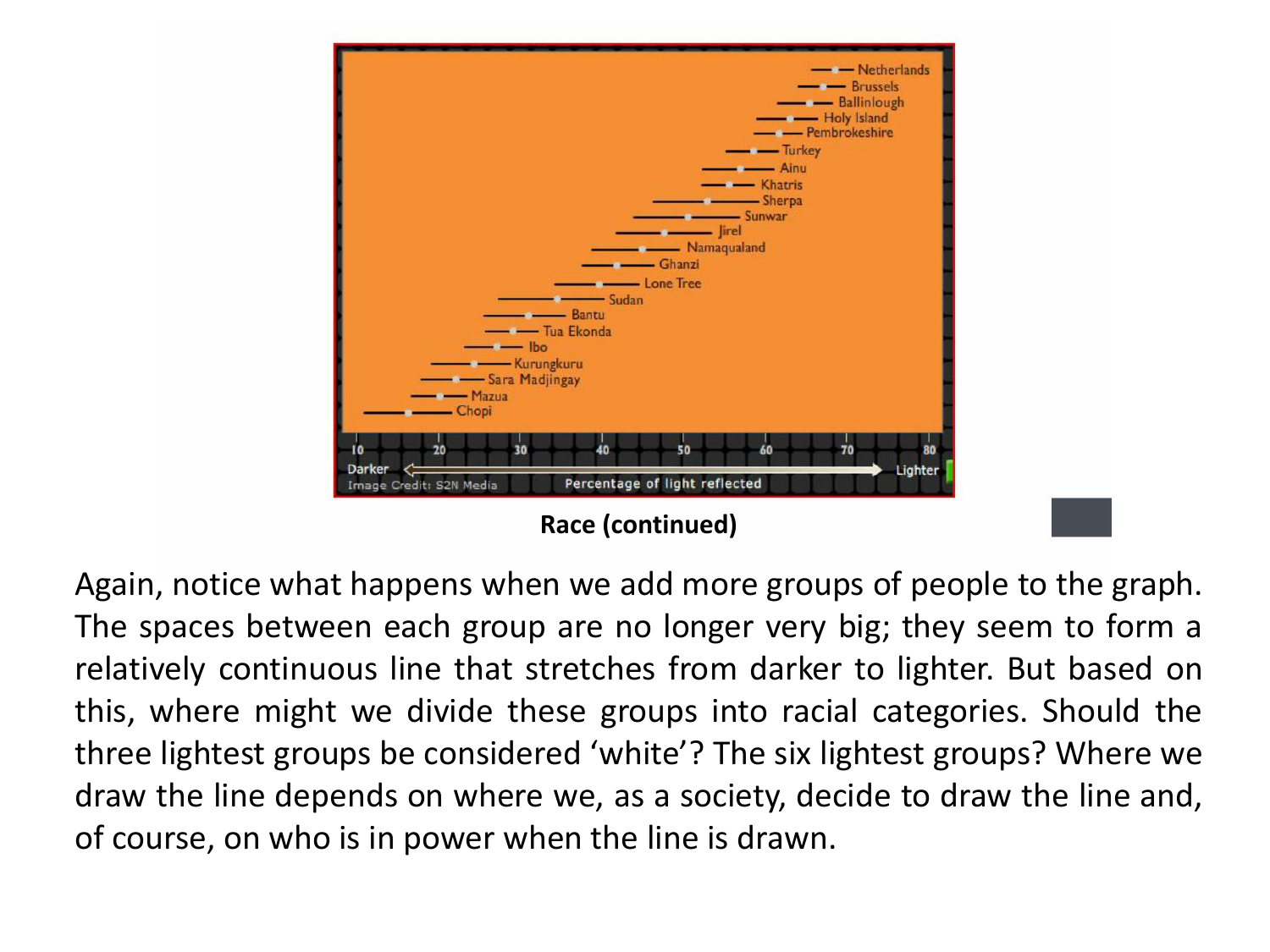**Race (continued)**

Again, notice what happens when we add more groups of people to the graph. The spaces between each group are no longer very big; they seem to form a relatively continuous line that stretches from darker to lighter. But based on this, where might we divide these groups into racial categories. Should the three lightest groups be considered 'white'? The six lightest groups? Where we draw the line depends on where we, as a society, decide to draw the line and, of course, on who is in power when the line is drawn.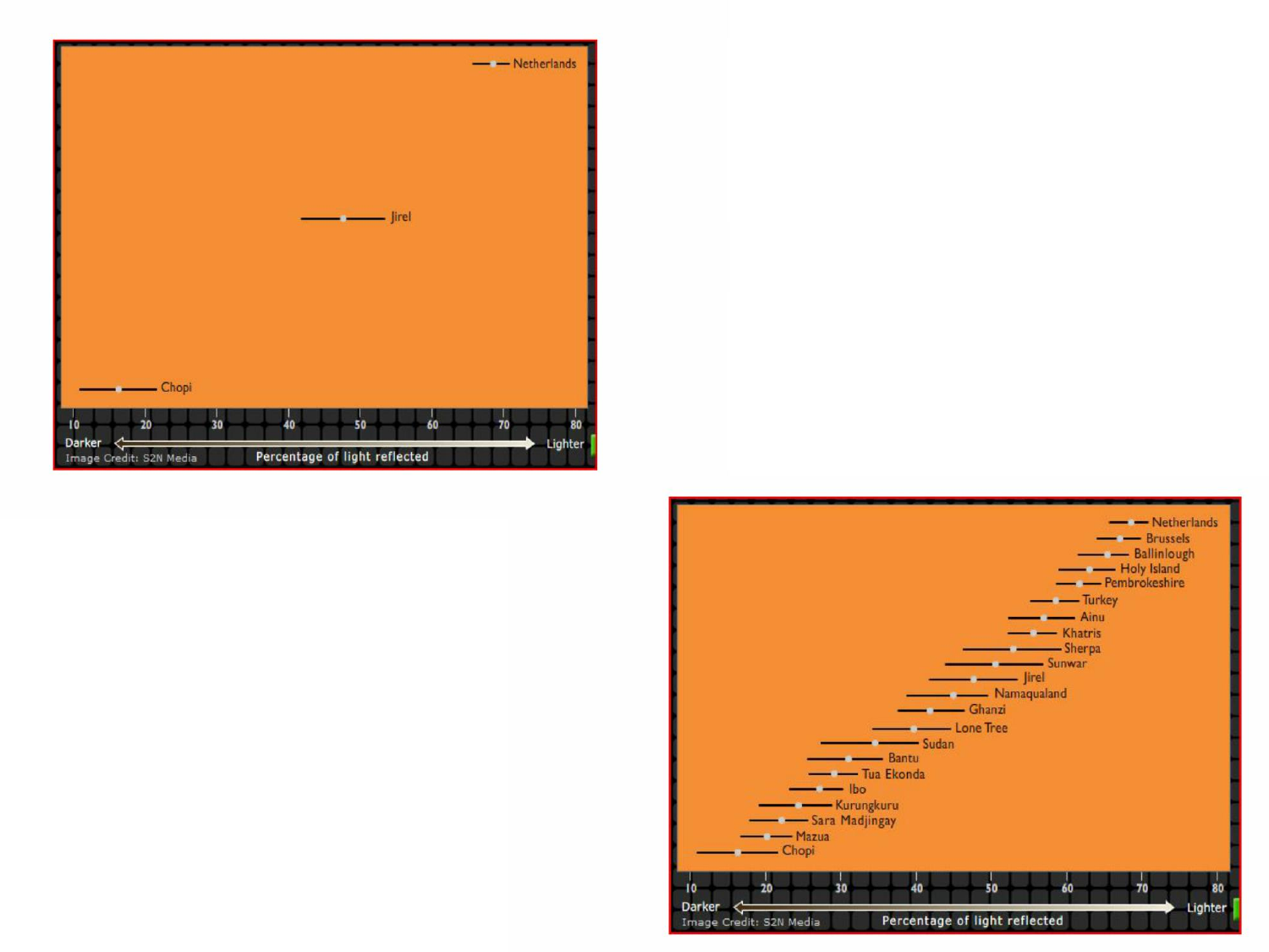Netherlands

Jirel

Chopi

10 20 30 40 50 60 70 80

Darker

Lighter

Image Credit: S2N Media

Percentage of light reflected

Netherlands

Brussels

Ballinlough

Holy Island

Pembrokeshire

Turkey

Ainu

Khatris

Sherpa

Sunwar

Jirel

Namaqualand

Ghanzi

Lone Tree

Sudan

Bantu

Tua Ekonda

Ibo

Kurungkuru

Sara Madjingay

Mazua

Chopi

10 20 30 40 50 60 70 80

Darker

Lighter

Image Credit: S2N Media

Percentage of light reflected